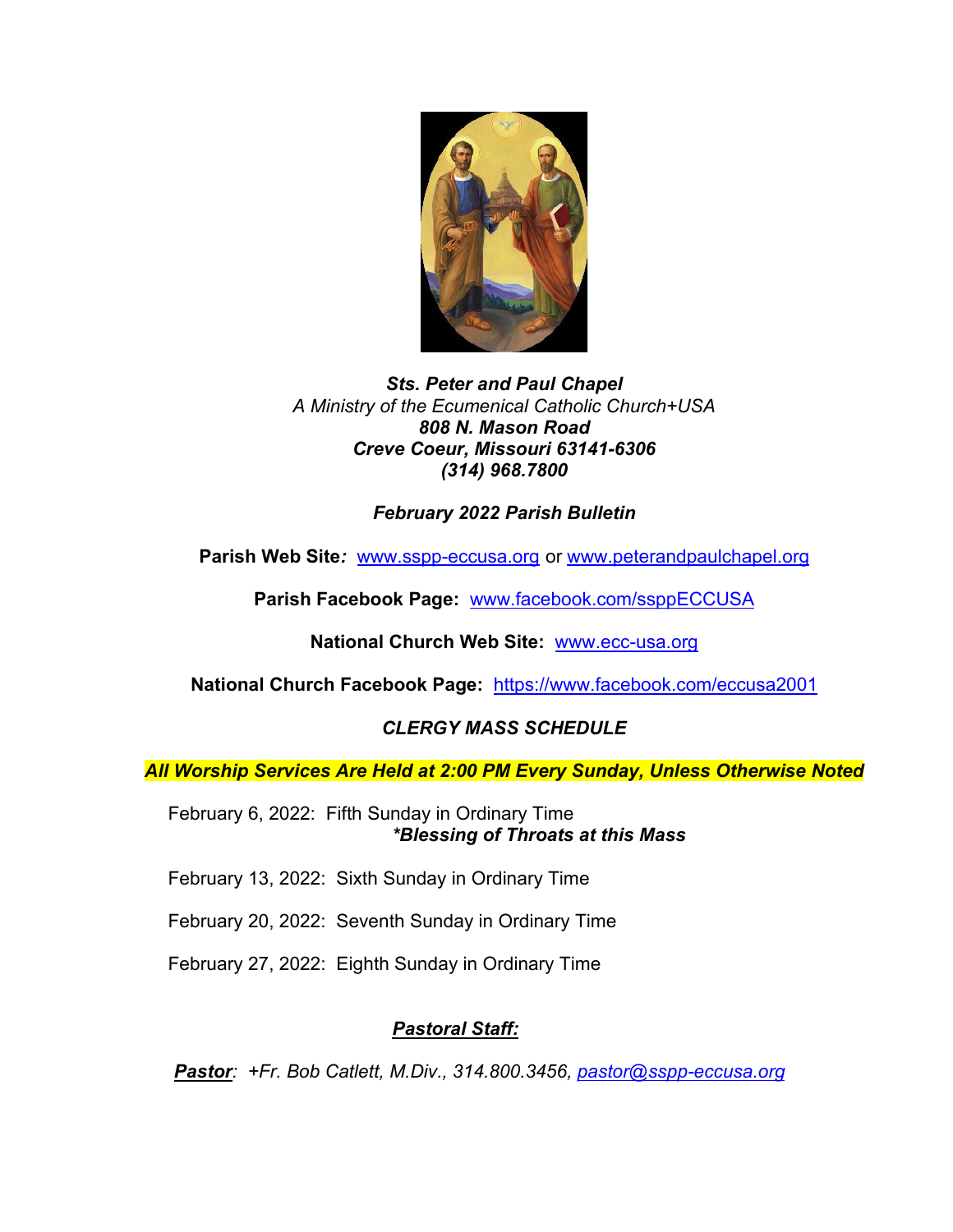***Sts. Peter and Paul Chapel***
*A Ministry of the Ecumenical Catholic Church+USA*
***808 N. Mason Road***
***Creve Coeur, Missouri 63141-6306***
***(314) 968.7800***

***February 2022 Parish Bulletin***

**Parish Web Site*:*** www.sspp-eccusa.org or www.peterandpaulchapel.org

**Parish Facebook Page:** www.facebook.com/ssppECCUSA

**National Church Web Site:** www.ecc-usa.org

**National Church Facebook Page:** https://www.facebook.com/eccusa2001

## *CLERGY MASS SCHEDULE*

***All Worship Services Are Held at 2:00 PM Every Sunday, Unless Otherwise Noted***

February 6, 2022: Fifth Sunday in Ordinary Time
***Blessing of Throats at this Mass**

February 13, 2022: Sixth Sunday in Ordinary Time

February 20, 2022: Seventh Sunday in Ordinary Time

February 27, 2022: Eighth Sunday in Ordinary Time

## ***Pastoral Staff:***

***Pastor****: +Fr. Bob Catlett, M.Div., 314.800.3456, pastor@sspp-eccusa.org*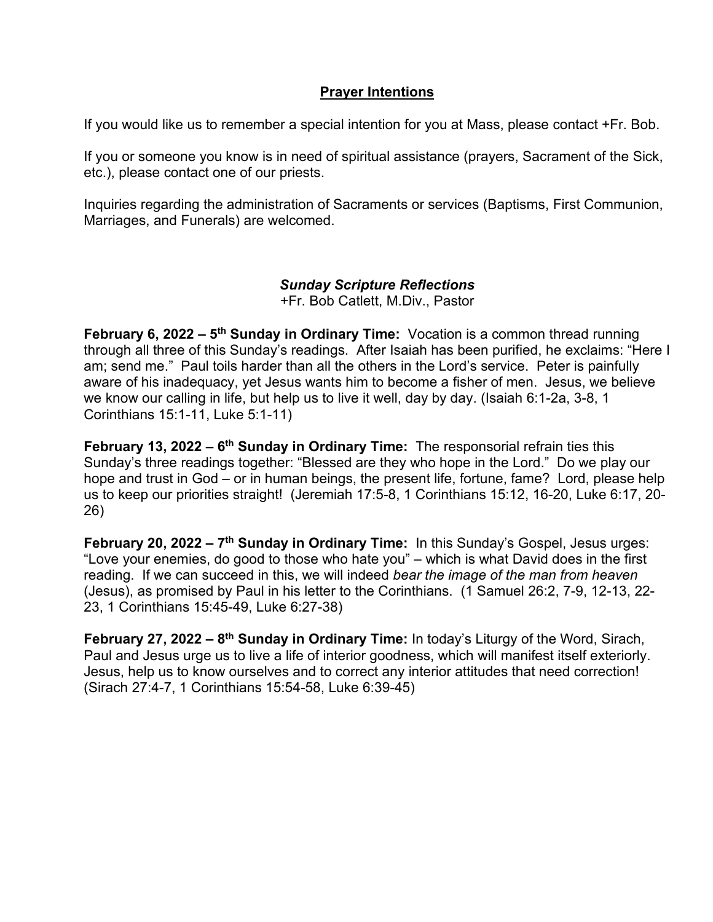## Prayer Intentions

If you would like us to remember a special intention for you at Mass, please contact +Fr. Bob.

If you or someone you know is in need of spiritual assistance (prayers, Sacrament of the Sick, etc.), please contact one of our priests.

Inquiries regarding the administration of Sacraments or services (Baptisms, First Communion, Marriages, and Funerals) are welcomed.

### *Sunday Scripture Reflections*

+Fr. Bob Catlett, M.Div., Pastor

**February 6, 2022 – 5th Sunday in Ordinary Time:** Vocation is a common thread running through all three of this Sunday's readings. After Isaiah has been purified, he exclaims: "Here I am; send me." Paul toils harder than all the others in the Lord's service. Peter is painfully aware of his inadequacy, yet Jesus wants him to become a fisher of men. Jesus, we believe we know our calling in life, but help us to live it well, day by day. (Isaiah 6:1-2a, 3-8, 1 Corinthians 15:1-11, Luke 5:1-11)

**February 13, 2022 – 6th Sunday in Ordinary Time:** The responsorial refrain ties this Sunday's three readings together: "Blessed are they who hope in the Lord." Do we play our hope and trust in God – or in human beings, the present life, fortune, fame? Lord, please help us to keep our priorities straight! (Jeremiah 17:5-8, 1 Corinthians 15:12, 16-20, Luke 6:17, 20-26)

**February 20, 2022 – 7th Sunday in Ordinary Time:** In this Sunday's Gospel, Jesus urges: "Love your enemies, do good to those who hate you" – which is what David does in the first reading. If we can succeed in this, we will indeed *bear the image of the man from heaven* (Jesus), as promised by Paul in his letter to the Corinthians. (1 Samuel 26:2, 7-9, 12-13, 22-23, 1 Corinthians 15:45-49, Luke 6:27-38)

**February 27, 2022 – 8th Sunday in Ordinary Time:** In today's Liturgy of the Word, Sirach, Paul and Jesus urge us to live a life of interior goodness, which will manifest itself exteriorly. Jesus, help us to know ourselves and to correct any interior attitudes that need correction! (Sirach 27:4-7, 1 Corinthians 15:54-58, Luke 6:39-45)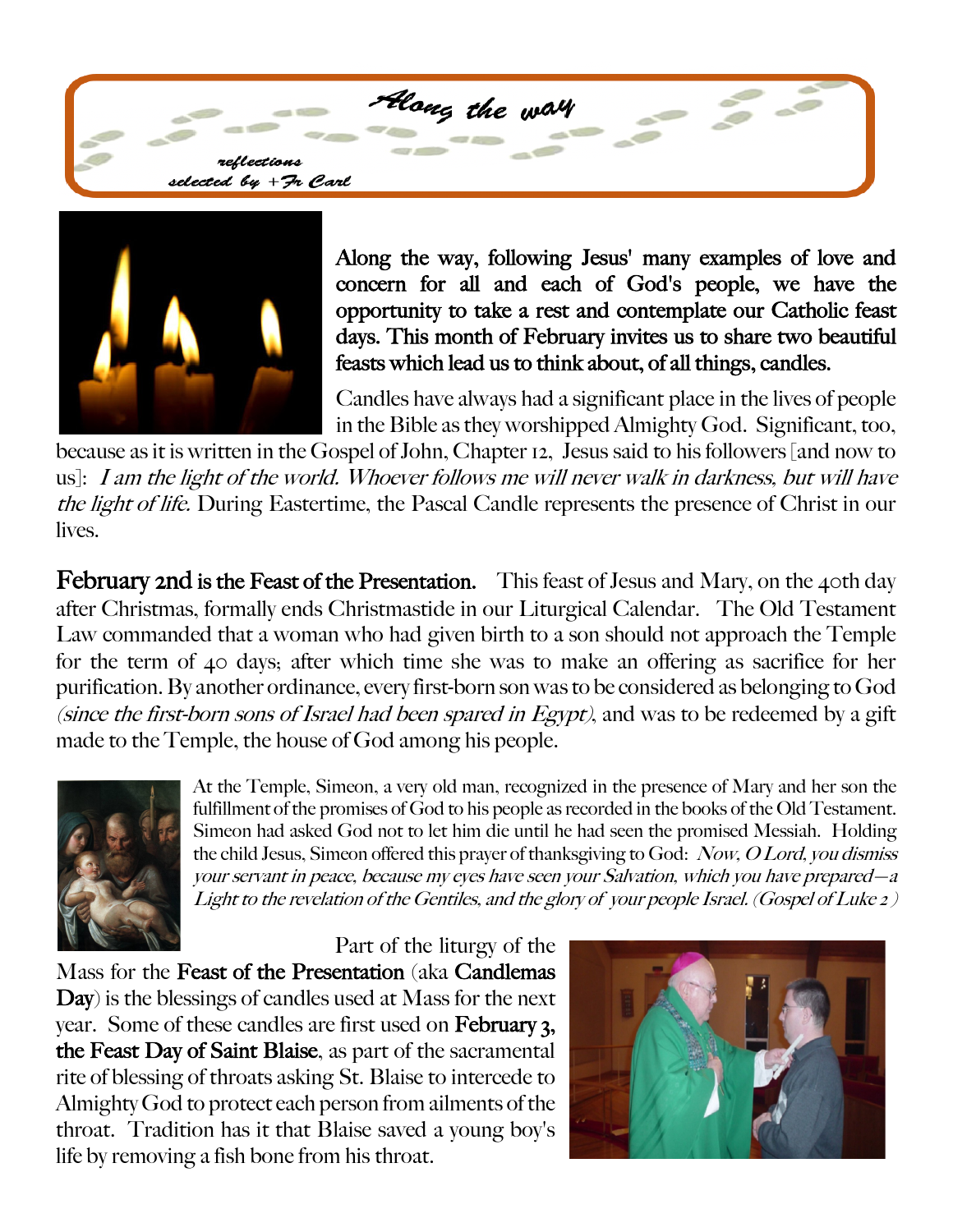# Along the way

*reflections selected by +Fr Carl*

**Along the way, following Jesus' many examples of love and concern for all and each of God's people, we have the opportunity to take a rest and contemplate our Catholic feast days. This month of February invites us to share two beautiful feasts which lead us to think about, of all things, candles.**

Candles have always had a significant place in the lives of people in the Bible as they worshipped Almighty God. Significant, too, because as it is written in the Gospel of John, Chapter 12, Jesus said to his followers [and now to us]: *I am the light of the world. Whoever follows me will never walk in darkness, but will have the light of life.* During Eastertime, the Pascal Candle represents the presence of Christ in our lives.

**February 2nd is the Feast of the Presentation.** This feast of Jesus and Mary, on the 40th day after Christmas, formally ends Christmastide in our Liturgical Calendar. The Old Testament Law commanded that a woman who had given birth to a son should not approach the Temple for the term of 40 days; after which time she was to make an offering as sacrifice for her purification. By another ordinance, every first-born son was to be considered as belonging to God *(since the first-born sons of Israel had been spared in Egypt)*, and was to be redeemed by a gift made to the Temple, the house of God among his people.

At the Temple, Simeon, a very old man, recognized in the presence of Mary and her son the fulfillment of the promises of God to his people as recorded in the books of the Old Testament. Simeon had asked God not to let him die until he had seen the promised Messiah. Holding the child Jesus, Simeon offered this prayer of thanksgiving to God: *Now, O Lord, you dismiss your servant in peace, because my eyes have seen your Salvation, which you have prepared—a Light to the revelation of the Gentiles, and the glory of your people Israel. (Gospel of Luke 2 )*

Part of the liturgy of the Mass for the **Feast of the Presentation** (aka **Candlemas Day**) is the blessings of candles used at Mass for the next year. Some of these candles are first used on **February 3, the Feast Day of Saint Blaise**, as part of the sacramental rite of blessing of throats asking St. Blaise to intercede to Almighty God to protect each person from ailments of the throat. Tradition has it that Blaise saved a young boy's life by removing a fish bone from his throat.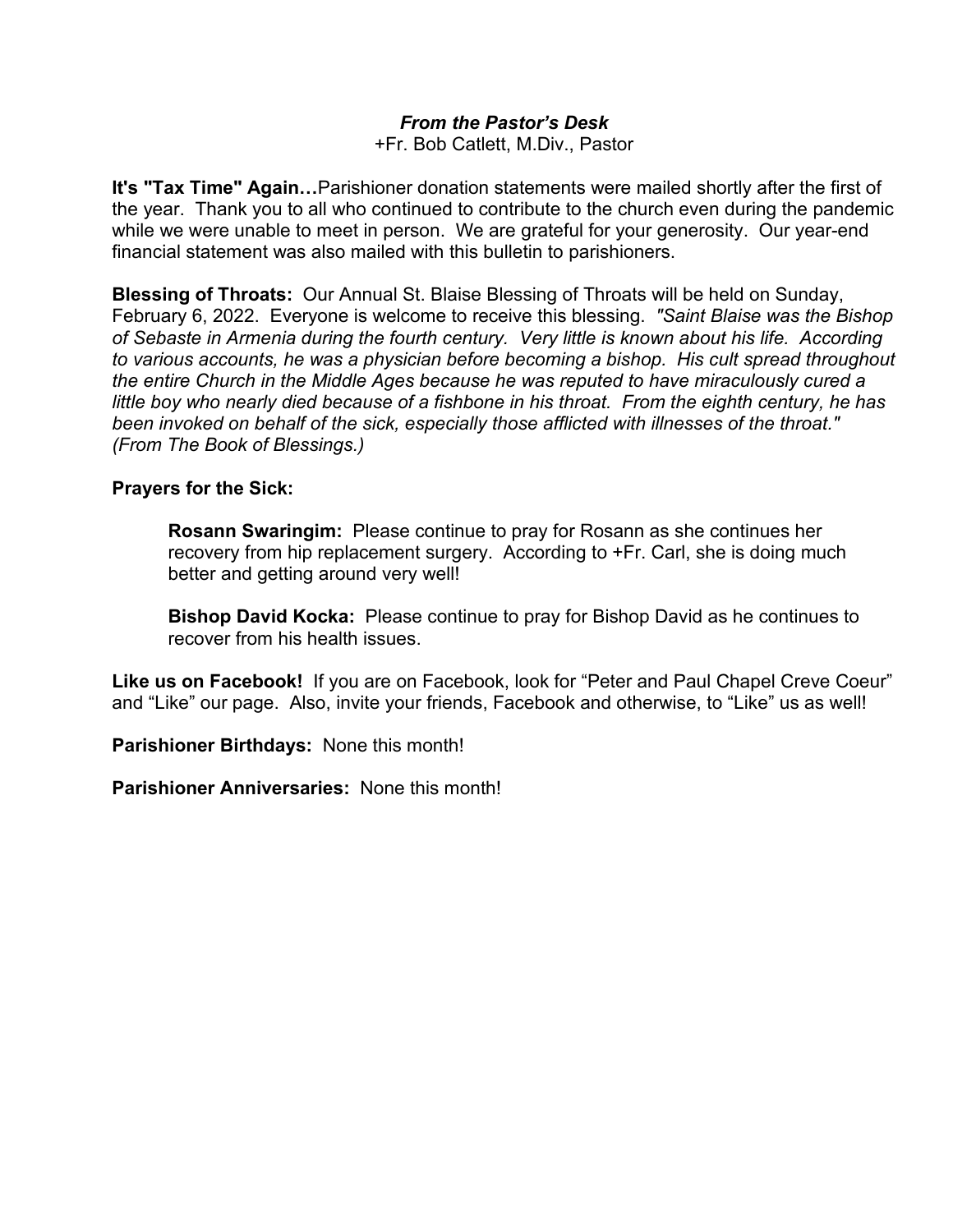***From the Pastor's Desk***

+Fr. Bob Catlett, M.Div., Pastor

**It's "Tax Time" Again…**Parishioner donation statements were mailed shortly after the first of the year. Thank you to all who continued to contribute to the church even during the pandemic while we were unable to meet in person. We are grateful for your generosity. Our year-end financial statement was also mailed with this bulletin to parishioners.

**Blessing of Throats:** Our Annual St. Blaise Blessing of Throats will be held on Sunday, February 6, 2022. Everyone is welcome to receive this blessing. *"Saint Blaise was the Bishop of Sebaste in Armenia during the fourth century. Very little is known about his life. According to various accounts, he was a physician before becoming a bishop. His cult spread throughout the entire Church in the Middle Ages because he was reputed to have miraculously cured a little boy who nearly died because of a fishbone in his throat. From the eighth century, he has been invoked on behalf of the sick, especially those afflicted with illnesses of the throat." (From The Book of Blessings.)*

**Prayers for the Sick:**

> **Rosann Swaringim:** Please continue to pray for Rosann as she continues her recovery from hip replacement surgery. According to +Fr. Carl, she is doing much better and getting around very well!
>
> **Bishop David Kocka:** Please continue to pray for Bishop David as he continues to recover from his health issues.

**Like us on Facebook!** If you are on Facebook, look for "Peter and Paul Chapel Creve Coeur" and "Like" our page. Also, invite your friends, Facebook and otherwise, to "Like" us as well!

**Parishioner Birthdays:** None this month!

**Parishioner Anniversaries:** None this month!